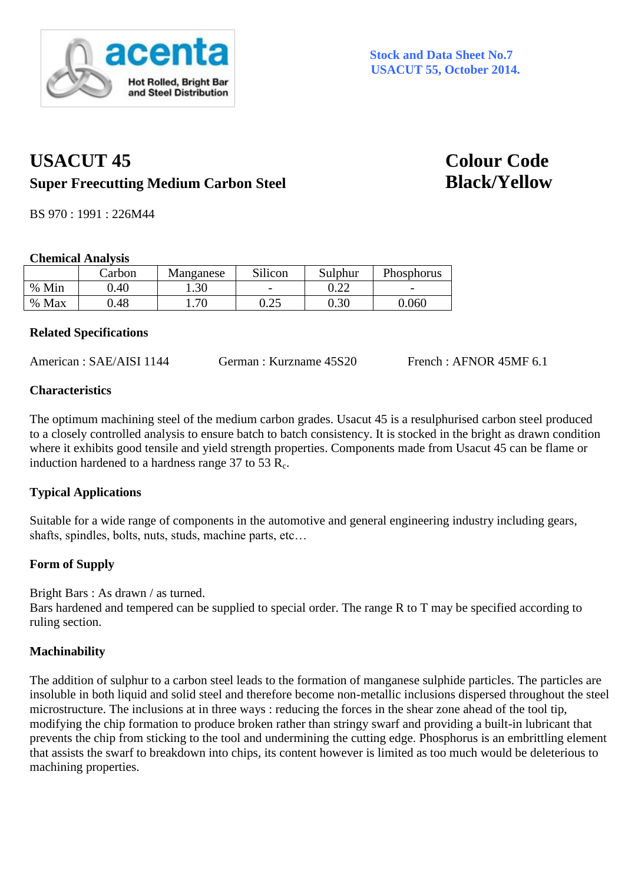**acenta**
Hot Rolled, Bright Bar and Steel Distribution

**Stock and Data Sheet No.7**
**USACUT 55, October 2014.**

# USACUT 45

**Colour Code Black/Yellow**

## Super Freecutting Medium Carbon Steel

BS 970 : 1991 : 226M44

### Chemical Analysis

| | Carbon | Manganese | Silicon | Sulphur | Phosphorus |
|---|---|---|---|---|---|
| % Min | 0.40 | 1.30 | - | 0.22 | - |
| % Max | 0.48 | 1.70 | 0.25 | 0.30 | 0.060 |

### Related Specifications

American : SAE/AISI 1144    German : Kurzname 45S20    French : AFNOR 45MF 6.1

### Characteristics

The optimum machining steel of the medium carbon grades. Usacut 45 is a resulphurised carbon steel produced to a closely controlled analysis to ensure batch to batch consistency. It is stocked in the bright as drawn condition where it exhibits good tensile and yield strength properties. Components made from Usacut 45 can be flame or induction hardened to a hardness range 37 to 53 $R_c$.

### Typical Applications

Suitable for a wide range of components in the automotive and general engineering industry including gears, shafts, spindles, bolts, nuts, studs, machine parts, etc…

### Form of Supply

Bright Bars : As drawn / as turned.
Bars hardened and tempered can be supplied to special order. The range R to T may be specified according to ruling section.

### Machinability

The addition of sulphur to a carbon steel leads to the formation of manganese sulphide particles. The particles are insoluble in both liquid and solid steel and therefore become non-metallic inclusions dispersed throughout the steel microstructure. The inclusions at in three ways : reducing the forces in the shear zone ahead of the tool tip, modifying the chip formation to produce broken rather than stringy swarf and providing a built-in lubricant that prevents the chip from sticking to the tool and undermining the cutting edge. Phosphorus is an embrittling element that assists the swarf to breakdown into chips, its content however is limited as too much would be deleterious to machining properties.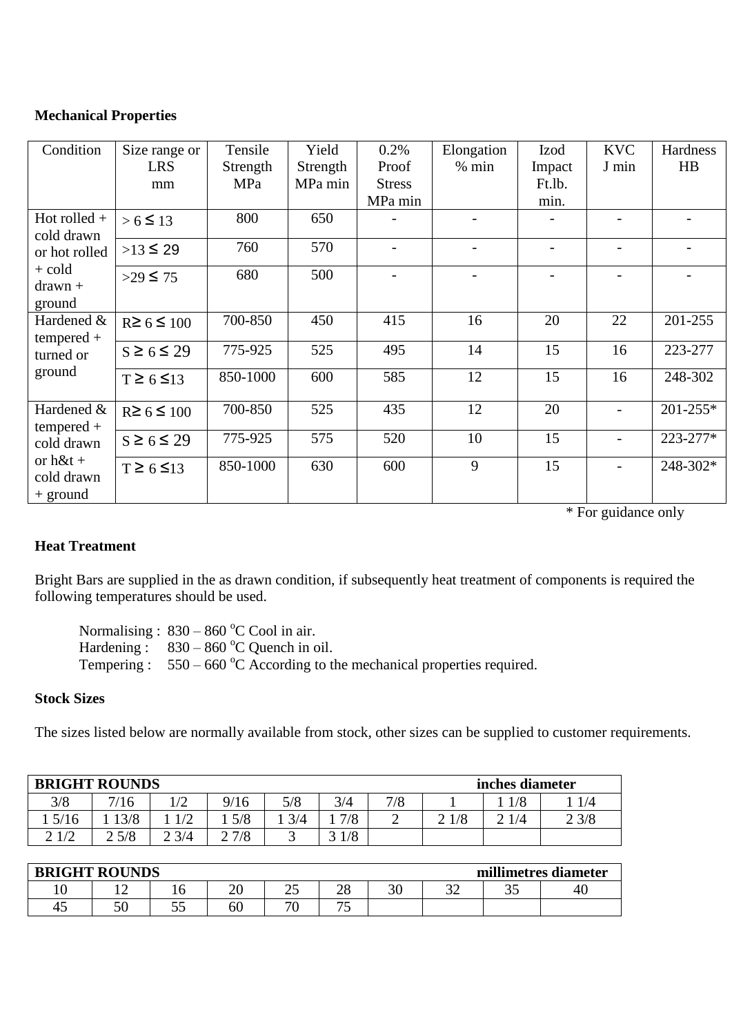### Mechanical Properties

| Condition | Size range or LRS mm | Tensile Strength MPa | Yield Strength MPa min | 0.2% Proof Stress MPa min | Elongation % min | Izod Impact Ft.lb. min. | KVC J min | Hardness HB |
|---|---|---|---|---|---|---|---|---|
| Hot rolled + cold drawn or hot rolled + cold drawn + ground | > 6 ≤ 13 | 800 | 650 | - | - | - | - | - |
| | >13 ≤ 29 | 760 | 570 | - | - | - | - | - |
| | >29 ≤ 75 | 680 | 500 | - | - | - | - | - |
| Hardened & tempered + turned or ground | R≥ 6 ≤ 100 | 700-850 | 450 | 415 | 16 | 20 | 22 | 201-255 |
| | S ≥ 6 ≤ 29 | 775-925 | 525 | 495 | 14 | 15 | 16 | 223-277 |
| | T ≥ 6 ≤13 | 850-1000 | 600 | 585 | 12 | 15 | 16 | 248-302 |
| Hardened & tempered + cold drawn or h&t + cold drawn + ground | R≥ 6 ≤ 100 | 700-850 | 525 | 435 | 12 | 20 | - | 201-255* |
| | S ≥ 6 ≤ 29 | 775-925 | 575 | 520 | 10 | 15 | - | 223-277* |
| | T ≥ 6 ≤13 | 850-1000 | 630 | 600 | 9 | 15 | - | 248-302* |

\* For guidance only

### Heat Treatment

Bright Bars are supplied in the as drawn condition, if subsequently heat treatment of components is required the following temperatures should be used.

Normalising : 830 – 860 $^{o}$C Cool in air.
Hardening : 830 – 860 $^{o}$C Quench in oil.
Tempering : 550 – 660 $^{o}$C According to the mechanical properties required.

### Stock Sizes

The sizes listed below are normally available from stock, other sizes can be supplied to customer requirements.

| BRIGHT ROUNDS | | | | | | | inches diameter | | |
|---|---|---|---|---|---|---|---|---|---|
| 3/8 | 7/16 | 1/2 | 9/16 | 5/8 | 3/4 | 7/8 | 1 | 1 1/8 | 1 1/4 |
| 1 5/16 | 1 13/8 | 1 1/2 | 1 5/8 | 1 3/4 | 1 7/8 | 2 | 2 1/8 | 2 1/4 | 2 3/8 |
| 2 1/2 | 2 5/8 | 2 3/4 | 2 7/8 | 3 | 3 1/8 | | | | |

| BRIGHT ROUNDS | | | | | | | millimetres diameter | | |
|---|---|---|---|---|---|---|---|---|---|
| 10 | 12 | 16 | 20 | 25 | 28 | 30 | 32 | 35 | 40 |
| 45 | 50 | 55 | 60 | 70 | 75 | | | | |